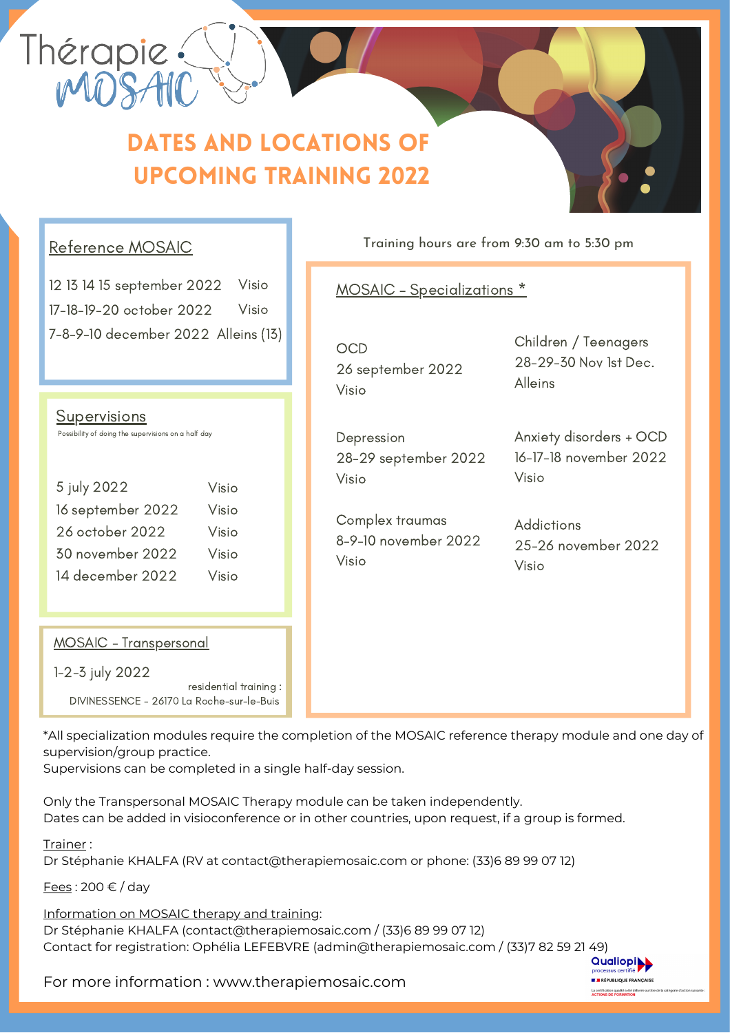Thérapie MOSAIC

# DATES AND LOCATIONS OF UPCOMING TRAINING 2022

## Reference MOSAIC

| | |
|---|---|
| 12 13 14 15 september 2022 | Visio |
| 17-18-19-20 october 2022 | Visio |
| 7-8-9-10 december 2022 | Alleins (13) |

## Supervisions

Possibility of doing the supervisions on a half day

| | |
|---|---|
| 5 july 2022 | Visio |
| 16 september 2022 | Visio |
| 26 october 2022 | Visio |
| 30 november 2022 | Visio |
| 14 december 2022 | Visio |

## MOSAIC - Transpersonal

1-2-3 july 2022

residential training : DIVINESSENCE - 26170 La Roche-sur-le-Buis

Training hours are from 9:30 am to 5:30 pm

## MOSAIC - Specializations *

OCD
26 september 2022
Visio

Depression
28-29 september 2022
Visio

Complex traumas
8-9-10 november 2022
Visio

Children / Teenagers
28-29-30 Nov 1st Dec.
Alleins

Anxiety disorders + OCD
16-17-18 november 2022
Visio

Addictions
25-26 november 2022
Visio

*All specialization modules require the completion of the MOSAIC reference therapy module and one day of supervision/group practice.
Supervisions can be completed in a single half-day session.

Only the Transpersonal MOSAIC Therapy module can be taken independently.
Dates can be added in visioconference or in other countries, upon request, if a group is formed.

Trainer :
Dr Stéphanie KHALFA (RV at contact@therapiemosaic.com or phone: (33)6 89 99 07 12)

Fees : 200 € / day

Information on MOSAIC therapy and training:
Dr Stéphanie KHALFA (contact@therapiemosaic.com / (33)6 89 99 07 12)
Contact for registration: Ophélia LEFEBVRE (admin@therapiemosaic.com / (33)7 82 59 21 49)

For more information : www.therapiemosaic.com

Qualiopi processus certifié — RÉPUBLIQUE FRANÇAISE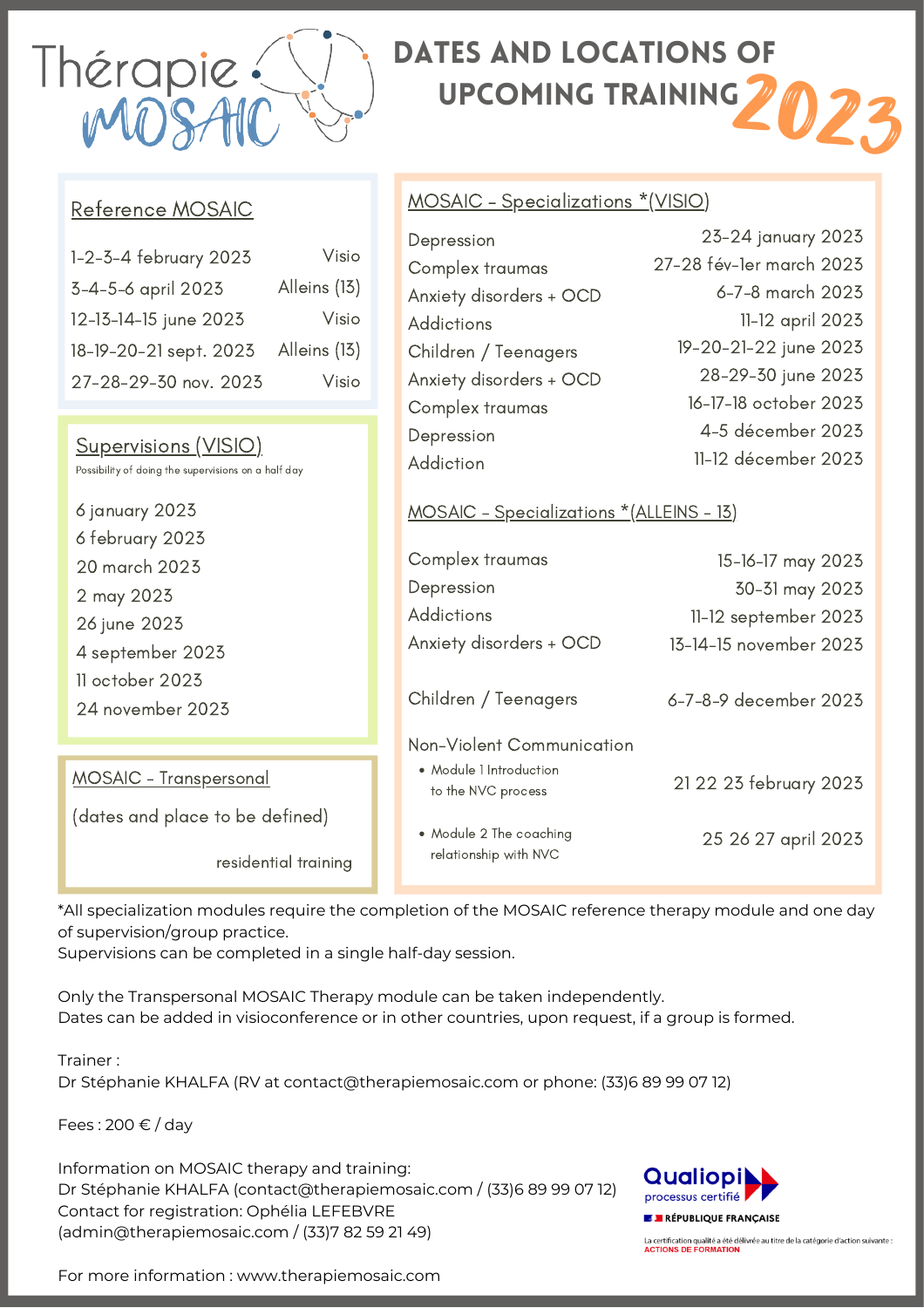# Thérapie MOSAIC

## DATES AND LOCATIONS OF UPCOMING TRAINING 2023

### Reference MOSAIC

| | |
|---|---|
| 1-2-3-4 february 2023 | Visio |
| 3-4-5-6 april 2023 | Alleins (13) |
| 12-13-14-15 june 2023 | Visio |
| 18-19-20-21 sept. 2023 | Alleins (13) |
| 27-28-29-30 nov. 2023 | Visio |

### Supervisions (VISIO)

Possibility of doing the supervisions on a half day

- 6 january 2023
- 6 february 2023
- 20 march 2023
- 2 may 2023
- 26 june 2023
- 4 september 2023
- 11 october 2023
- 24 november 2023

### MOSAIC - Transpersonal

(dates and place to be defined)

residential training

### MOSAIC - Specializations *(VISIO)

| | |
|---|---|
| Depression | 23-24 january 2023 |
| Complex traumas | 27-28 fév-1er march 2023 |
| Anxiety disorders + OCD | 6-7-8 march 2023 |
| Addictions | 11-12 april 2023 |
| Children / Teenagers | 19-20-21-22 june 2023 |
| Anxiety disorders + OCD | 28-29-30 june 2023 |
| Complex traumas | 16-17-18 october 2023 |
| Depression | 4-5 décember 2023 |
| Addiction | 11-12 décember 2023 |

### MOSAIC - Specializations *(ALLEINS - 13)

| | |
|---|---|
| Complex traumas | 15-16-17 may 2023 |
| Depression | 30-31 may 2023 |
| Addictions | 11-12 september 2023 |
| Anxiety disorders + OCD | 13-14-15 november 2023 |
| Children / Teenagers | 6-7-8-9 december 2023 |

### Non-Violent Communication

| | |
|---|---|
| Module 1 Introduction to the NVC process | 21 22 23 february 2023 |
| Module 2 The coaching relationship with NVC | 25 26 27 april 2023 |

*All specialization modules require the completion of the MOSAIC reference therapy module and one day of supervision/group practice.
Supervisions can be completed in a single half-day session.

Only the Transpersonal MOSAIC Therapy module can be taken independently.
Dates can be added in visioconference or in other countries, upon request, if a group is formed.

Trainer :
Dr Stéphanie KHALFA (RV at contact@therapiemosaic.com or phone: (33)6 89 99 07 12)

Fees : 200 € / day

Information on MOSAIC therapy and training:
Dr Stéphanie KHALFA (contact@therapiemosaic.com / (33)6 89 99 07 12)
Contact for registration: Ophélia LEFEBVRE
(admin@therapiemosaic.com / (33)7 82 59 21 49)

For more information : www.therapiemosaic.com

Qualiopi processus certifié

RÉPUBLIQUE FRANÇAISE

La certification qualité a été délivrée au titre de la catégorie d'action suivante : ACTIONS DE FORMATION